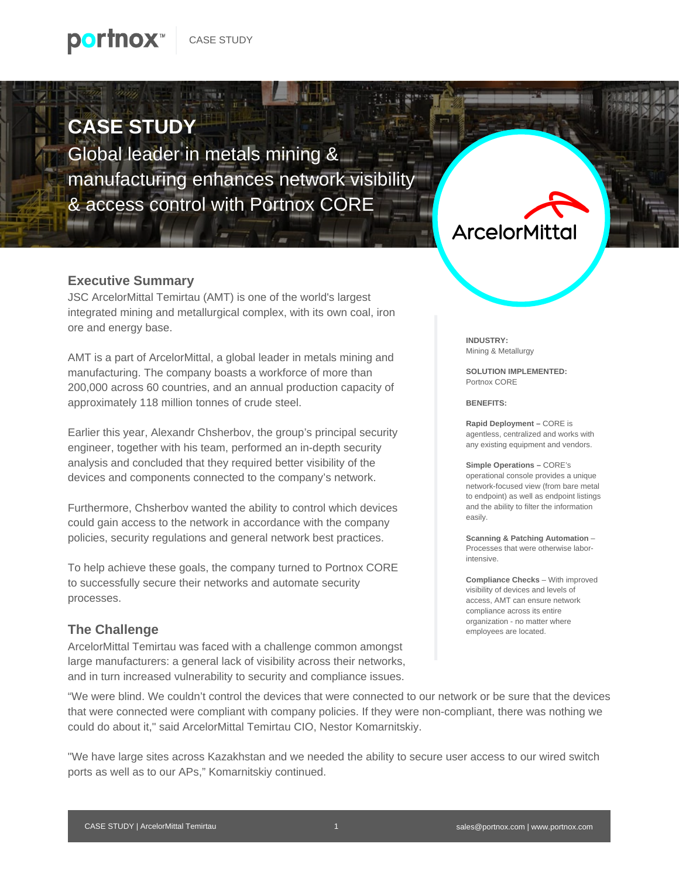# CASE STUDY

Global leader in metals mining & manufacturing enhances network visibility & access control with Portnox CORE

## Executive Summary

JSC ArcelorMittal Temirtau (AMT) is one of the world's largest integrated mining and metallurgical complex, with its own coal, iron ore and energy base.

AMT is a part of ArcelorMittal, a global leader in metals mining and manufacturing. The company boasts a workforce of more than 200,000 across 60 countries, and an annual production capacity of approximately 118 million tonnes of crude steel.

Earlier this year, Alexandr Chsherbov, the group's principal security engineer, together with his team, performed an in-depth security analysis and concluded that they required better visibility of the devices and components connected to the company's network.

Furthermore, Chsherbov wanted the ability to control which devices could gain access to the network in accordance with the company policies, security regulations and general network best practices.

To help achieve these goals, the company turned to Portnox CORE to successfully secure their networks and automate security processes.

**INDUSTRY:**
Mining & Metallurgy

**SOLUTION IMPLEMENTED:**
Portnox CORE

**BENEFITS:**

**Rapid Deployment –** CORE is agentless, centralized and works with any existing equipment and vendors.

**Simple Operations –** CORE's operational console provides a unique network-focused view (from bare metal to endpoint) as well as endpoint listings and the ability to filter the information easily.

**Scanning & Patching Automation** – Processes that were otherwise labor-intensive.

**Compliance Checks** – With improved visibility of devices and levels of access, AMT can ensure network compliance across its entire organization - no matter where employees are located.

## The Challenge

ArcelorMittal Temirtau was faced with a challenge common amongst large manufacturers: a general lack of visibility across their networks, and in turn increased vulnerability to security and compliance issues.

"We were blind. We couldn't control the devices that were connected to our network or be sure that the devices that were connected were compliant with company policies. If they were non-compliant, there was nothing we could do about it," said ArcelorMittal Temirtau CIO, Nestor Komarnitskiy.

"We have large sites across Kazakhstan and we needed the ability to secure user access to our wired switch ports as well as to our APs," Komarnitskiy continued.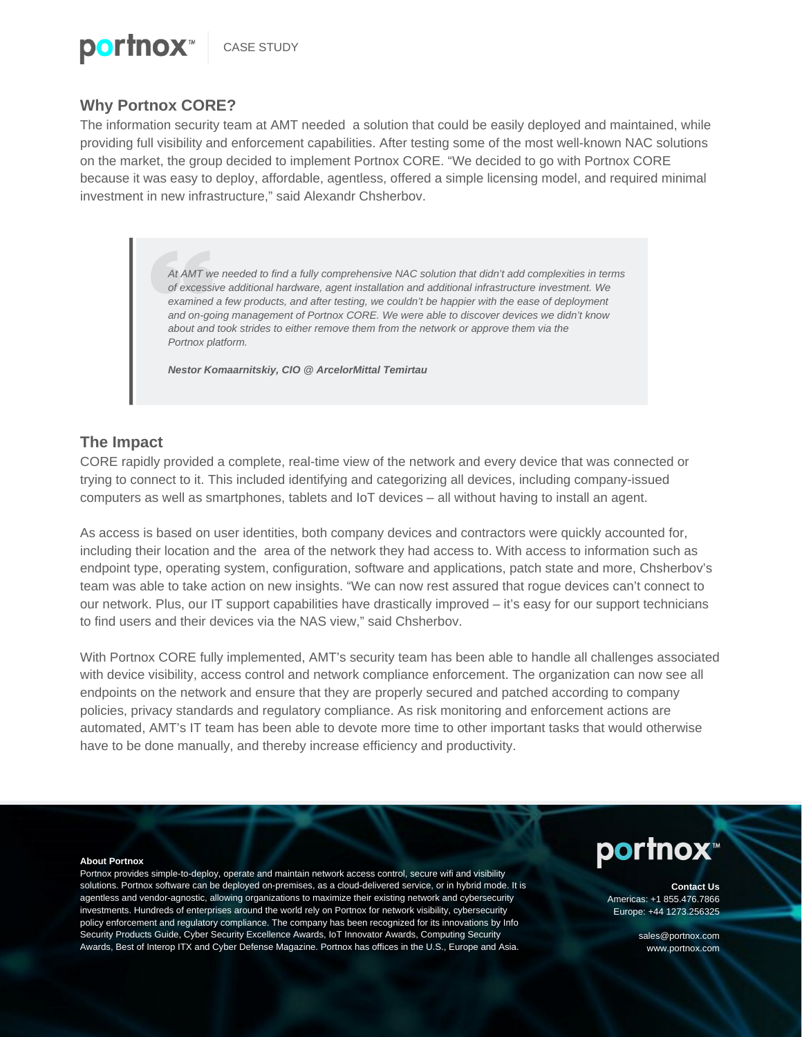## Why Portnox CORE?

The information security team at AMT needed a solution that could be easily deployed and maintained, while providing full visibility and enforcement capabilities. After testing some of the most well-known NAC solutions on the market, the group decided to implement Portnox CORE. "We decided to go with Portnox CORE because it was easy to deploy, affordable, agentless, offered a simple licensing model, and required minimal investment in new infrastructure," said Alexandr Chsherbov.

> *At AMT we needed to find a fully comprehensive NAC solution that didn't add complexities in terms of excessive additional hardware, agent installation and additional infrastructure investment. We examined a few products, and after testing, we couldn't be happier with the ease of deployment and on-going management of Portnox CORE. We were able to discover devices we didn't know about and took strides to either remove them from the network or approve them via the Portnox platform.*
>
> ***Nestor Komaarnitskiy, CIO @ ArcelorMittal Temirtau***

## The Impact

CORE rapidly provided a complete, real-time view of the network and every device that was connected or trying to connect to it. This included identifying and categorizing all devices, including company-issued computers as well as smartphones, tablets and IoT devices – all without having to install an agent.

As access is based on user identities, both company devices and contractors were quickly accounted for, including their location and the area of the network they had access to. With access to information such as endpoint type, operating system, configuration, software and applications, patch state and more, Chsherbov's team was able to take action on new insights. "We can now rest assured that rogue devices can't connect to our network. Plus, our IT support capabilities have drastically improved – it's easy for our support technicians to find users and their devices via the NAS view," said Chsherbov.

With Portnox CORE fully implemented, AMT's security team has been able to handle all challenges associated with device visibility, access control and network compliance enforcement. The organization can now see all endpoints on the network and ensure that they are properly secured and patched according to company policies, privacy standards and regulatory compliance. As risk monitoring and enforcement actions are automated, AMT's IT team has been able to devote more time to other important tasks that would otherwise have to be done manually, and thereby increase efficiency and productivity.

**About Portnox**

Portnox provides simple-to-deploy, operate and maintain network access control, secure wifi and visibility solutions. Portnox software can be deployed on-premises, as a cloud-delivered service, or in hybrid mode. It is agentless and vendor-agnostic, allowing organizations to maximize their existing network and cybersecurity investments. Hundreds of enterprises around the world rely on Portnox for network visibility, cybersecurity policy enforcement and regulatory compliance. The company has been recognized for its innovations by Info Security Products Guide, Cyber Security Excellence Awards, IoT Innovator Awards, Computing Security Awards, Best of Interop ITX and Cyber Defense Magazine. Portnox has offices in the U.S., Europe and Asia.

portnox™

**Contact Us**

Americas: +1 855.476.7866
Europe: +44 1273.256325

sales@portnox.com
www.portnox.com